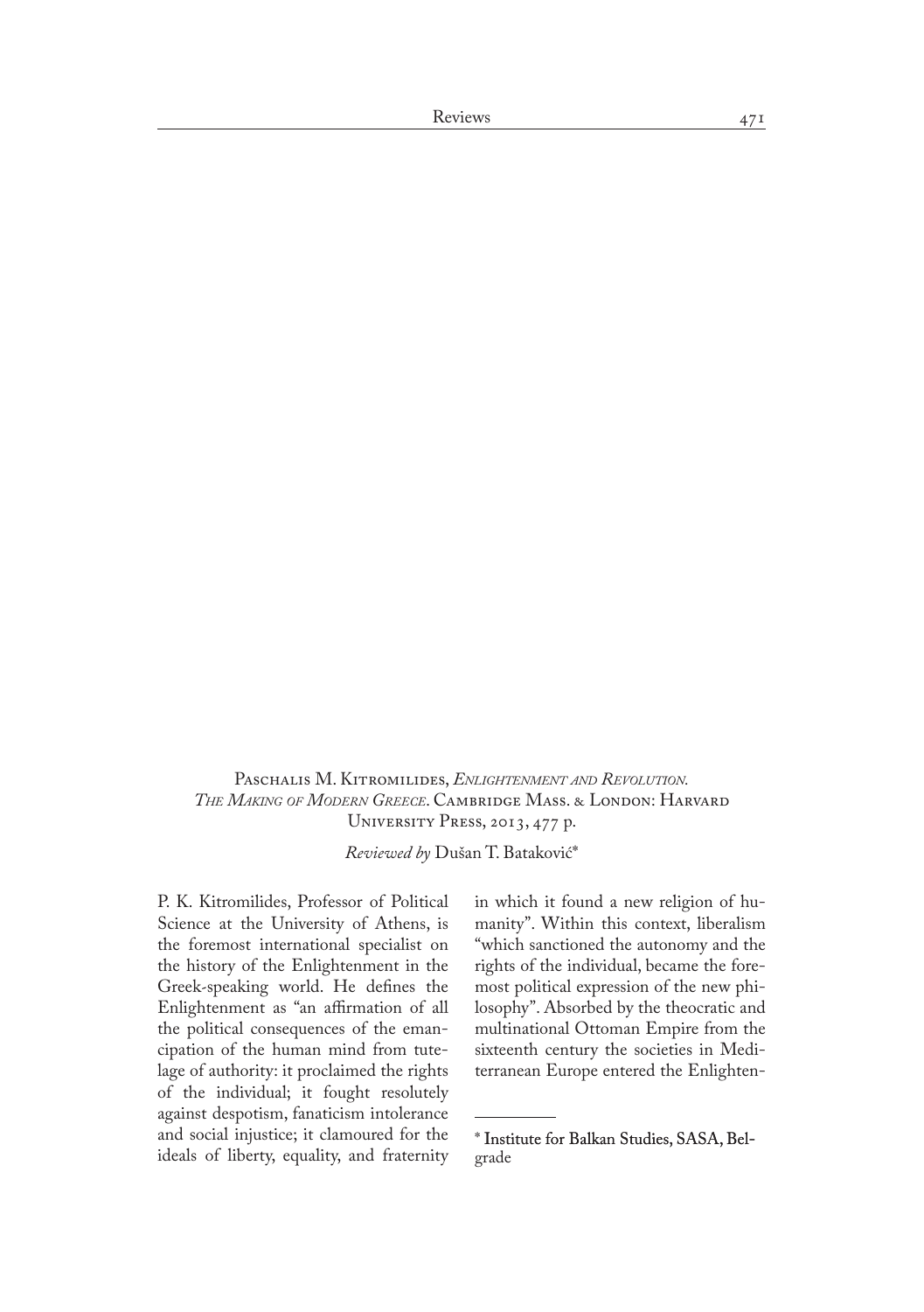Paschalis M. Kitromilides, *Enlightenment and Revolution. The Making of Modern Greece*. Cambridge Mass. & London: Harvard University Press, 2013, 477 p.

*Reviewed by* Dušan T. Bataković*

P. K. Kitromilides, Professor of Political Science at the University of Athens, is the foremost international specialist on the history of the Enlightenment in the Greek-speaking world. He defines the Enlightenment as "an affirmation of all the political consequences of the emancipation of the human mind from tutelage of authority: it proclaimed the rights of the individual; it fought resolutely against despotism, fanaticism intolerance and social injustice; it clamoured for the ideals of liberty, equality, and fraternity in which it found a new religion of humanity". Within this context, liberalism "which sanctioned the autonomy and the rights of the individual, became the foremost political expression of the new philosophy". Absorbed by the theocratic and multinational Ottoman Empire from the sixteenth century the societies in Mediterranean Europe entered the Enlighten-

---

\* Institute for Balkan Studies, SASA, Belgrade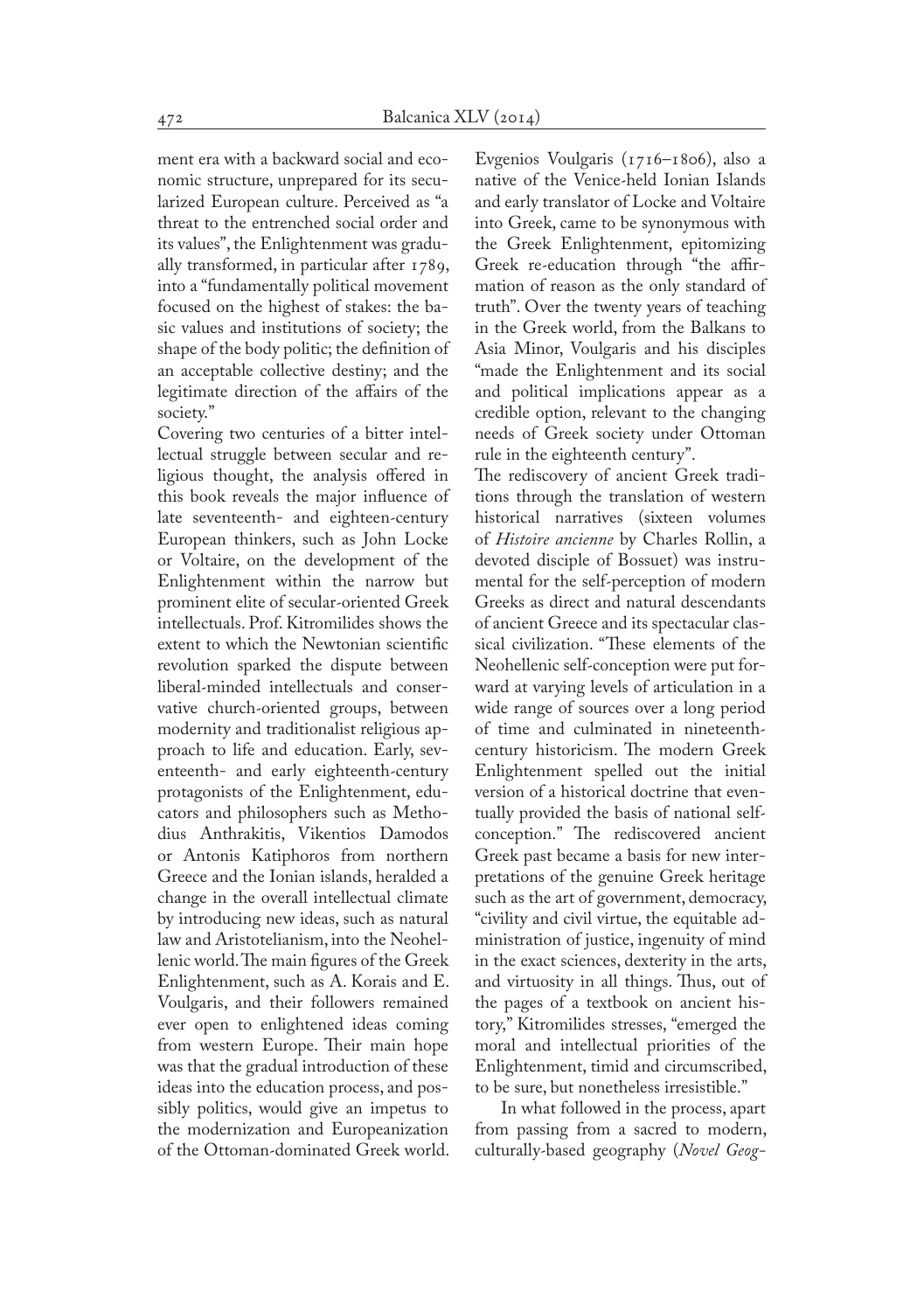ment era with a backward social and economic structure, unprepared for its secularized European culture. Perceived as "a threat to the entrenched social order and its values", the Enlightenment was gradually transformed, in particular after 1789, into a "fundamentally political movement focused on the highest of stakes: the basic values and institutions of society; the shape of the body politic; the definition of an acceptable collective destiny; and the legitimate direction of the affairs of the society."

Covering two centuries of a bitter intellectual struggle between secular and religious thought, the analysis offered in this book reveals the major influence of late seventeenth- and eighteen-century European thinkers, such as John Locke or Voltaire, on the development of the Enlightenment within the narrow but prominent elite of secular-oriented Greek intellectuals. Prof. Kitromilides shows the extent to which the Newtonian scientific revolution sparked the dispute between liberal-minded intellectuals and conservative church-oriented groups, between modernity and traditionalist religious approach to life and education. Early, seventeenth- and early eighteenth-century protagonists of the Enlightenment, educators and philosophers such as Methodius Anthrakitis, Vikentios Damodos or Antonis Katiphoros from northern Greece and the Ionian islands, heralded a change in the overall intellectual climate by introducing new ideas, such as natural law and Aristotelianism, into the Neohellenic world. The main figures of the Greek Enlightenment, such as A. Korais and E. Voulgaris, and their followers remained ever open to enlightened ideas coming from western Europe. Their main hope was that the gradual introduction of these ideas into the education process, and possibly politics, would give an impetus to the modernization and Europeanization of the Ottoman-dominated Greek world. Evgenios Voulgaris (1716–1806), also a native of the Venice-held Ionian Islands and early translator of Locke and Voltaire into Greek, came to be synonymous with the Greek Enlightenment, epitomizing Greek re-education through "the affirmation of reason as the only standard of truth". Over the twenty years of teaching in the Greek world, from the Balkans to Asia Minor, Voulgaris and his disciples "made the Enlightenment and its social and political implications appear as a credible option, relevant to the changing needs of Greek society under Ottoman rule in the eighteenth century".

The rediscovery of ancient Greek traditions through the translation of western historical narratives (sixteen volumes of *Histoire ancienne* by Charles Rollin, a devoted disciple of Bossuet) was instrumental for the self-perception of modern Greeks as direct and natural descendants of ancient Greece and its spectacular classical civilization. "These elements of the Neohellenic self-conception were put forward at varying levels of articulation in a wide range of sources over a long period of time and culminated in nineteenth-century historicism. The modern Greek Enlightenment spelled out the initial version of a historical doctrine that eventually provided the basis of national self-conception." The rediscovered ancient Greek past became a basis for new interpretations of the genuine Greek heritage such as the art of government, democracy, "civility and civil virtue, the equitable administration of justice, ingenuity of mind in the exact sciences, dexterity in the arts, and virtuosity in all things. Thus, out of the pages of a textbook on ancient history," Kitromilides stresses, "emerged the moral and intellectual priorities of the Enlightenment, timid and circumscribed, to be sure, but nonetheless irresistible."

In what followed in the process, apart from passing from a sacred to modern, culturally-based geography (*Novel Geog-*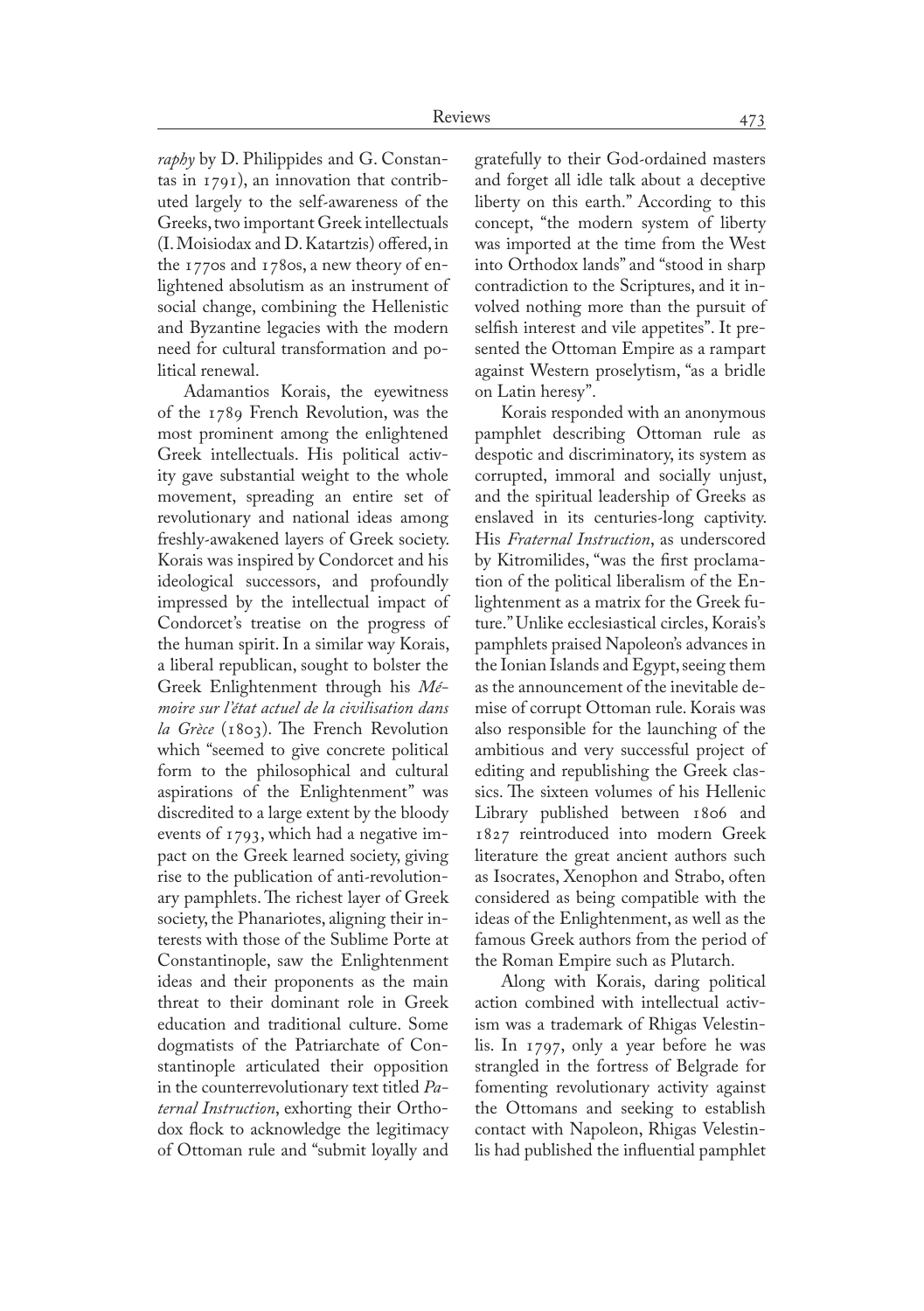*raphy* by D. Philippides and G. Constantas in 1791), an innovation that contributed largely to the self-awareness of the Greeks, two important Greek intellectuals (I. Moisiodax and D. Katartzis) offered, in the 1770s and 1780s, a new theory of enlightened absolutism as an instrument of social change, combining the Hellenistic and Byzantine legacies with the modern need for cultural transformation and political renewal.

Adamantios Korais, the eyewitness of the 1789 French Revolution, was the most prominent among the enlightened Greek intellectuals. His political activity gave substantial weight to the whole movement, spreading an entire set of revolutionary and national ideas among freshly-awakened layers of Greek society. Korais was inspired by Condorcet and his ideological successors, and profoundly impressed by the intellectual impact of Condorcet's treatise on the progress of the human spirit. In a similar way Korais, a liberal republican, sought to bolster the Greek Enlightenment through his *Mémoire sur l'état actuel de la civilisation dans la Grèce* (1803). The French Revolution which "seemed to give concrete political form to the philosophical and cultural aspirations of the Enlightenment" was discredited to a large extent by the bloody events of 1793, which had a negative impact on the Greek learned society, giving rise to the publication of anti-revolutionary pamphlets. The richest layer of Greek society, the Phanariotes, aligning their interests with those of the Sublime Porte at Constantinople, saw the Enlightenment ideas and their proponents as the main threat to their dominant role in Greek education and traditional culture. Some dogmatists of the Patriarchate of Constantinople articulated their opposition in the counterrevolutionary text titled *Paternal Instruction*, exhorting their Orthodox flock to acknowledge the legitimacy of Ottoman rule and "submit loyally and gratefully to their God-ordained masters and forget all idle talk about a deceptive liberty on this earth." According to this concept, "the modern system of liberty was imported at the time from the West into Orthodox lands" and "stood in sharp contradiction to the Scriptures, and it involved nothing more than the pursuit of selfish interest and vile appetites". It presented the Ottoman Empire as a rampart against Western proselytism, "as a bridle on Latin heresy".

Korais responded with an anonymous pamphlet describing Ottoman rule as despotic and discriminatory, its system as corrupted, immoral and socially unjust, and the spiritual leadership of Greeks as enslaved in its centuries-long captivity. His *Fraternal Instruction*, as underscored by Kitromilides, "was the first proclamation of the political liberalism of the Enlightenment as a matrix for the Greek future." Unlike ecclesiastical circles, Korais's pamphlets praised Napoleon's advances in the Ionian Islands and Egypt, seeing them as the announcement of the inevitable demise of corrupt Ottoman rule. Korais was also responsible for the launching of the ambitious and very successful project of editing and republishing the Greek classics. The sixteen volumes of his Hellenic Library published between 1806 and 1827 reintroduced into modern Greek literature the great ancient authors such as Isocrates, Xenophon and Strabo, often considered as being compatible with the ideas of the Enlightenment, as well as the famous Greek authors from the period of the Roman Empire such as Plutarch.

Along with Korais, daring political action combined with intellectual activism was a trademark of Rhigas Velestinlis. In 1797, only a year before he was strangled in the fortress of Belgrade for fomenting revolutionary activity against the Ottomans and seeking to establish contact with Napoleon, Rhigas Velestinlis had published the influential pamphlet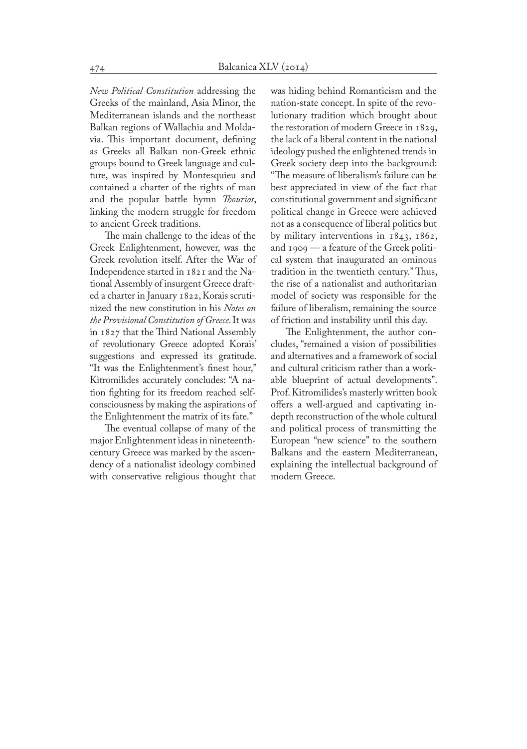*New Political Constitution* addressing the Greeks of the mainland, Asia Minor, the Mediterranean islands and the northeast Balkan regions of Wallachia and Moldavia. This important document, defining as Greeks all Balkan non-Greek ethnic groups bound to Greek language and culture, was inspired by Montesquieu and contained a charter of the rights of man and the popular battle hymn *Thourios*, linking the modern struggle for freedom to ancient Greek traditions.

The main challenge to the ideas of the Greek Enlightenment, however, was the Greek revolution itself. After the War of Independence started in 1821 and the National Assembly of insurgent Greece drafted a charter in January 1822, Korais scrutinized the new constitution in his *Notes on the Provisional Constitution of Greece*. It was in 1827 that the Third National Assembly of revolutionary Greece adopted Korais' suggestions and expressed its gratitude. "It was the Enlightenment's finest hour," Kitromilides accurately concludes: "A nation fighting for its freedom reached self-consciousness by making the aspirations of the Enlightenment the matrix of its fate."

The eventual collapse of many of the major Enlightenment ideas in nineteenth-century Greece was marked by the ascendency of a nationalist ideology combined with conservative religious thought that was hiding behind Romanticism and the nation-state concept. In spite of the revolutionary tradition which brought about the restoration of modern Greece in 1829, the lack of a liberal content in the national ideology pushed the enlightened trends in Greek society deep into the background: "The measure of liberalism's failure can be best appreciated in view of the fact that constitutional government and significant political change in Greece were achieved not as a consequence of liberal politics but by military interventions in 1843, 1862, and 1909 — a feature of the Greek political system that inaugurated an ominous tradition in the twentieth century." Thus, the rise of a nationalist and authoritarian model of society was responsible for the failure of liberalism, remaining the source of friction and instability until this day.

The Enlightenment, the author concludes, "remained a vision of possibilities and alternatives and a framework of social and cultural criticism rather than a workable blueprint of actual developments". Prof. Kitromilides's masterly written book offers a well-argued and captivating in-depth reconstruction of the whole cultural and political process of transmitting the European "new science" to the southern Balkans and the eastern Mediterranean, explaining the intellectual background of modern Greece.